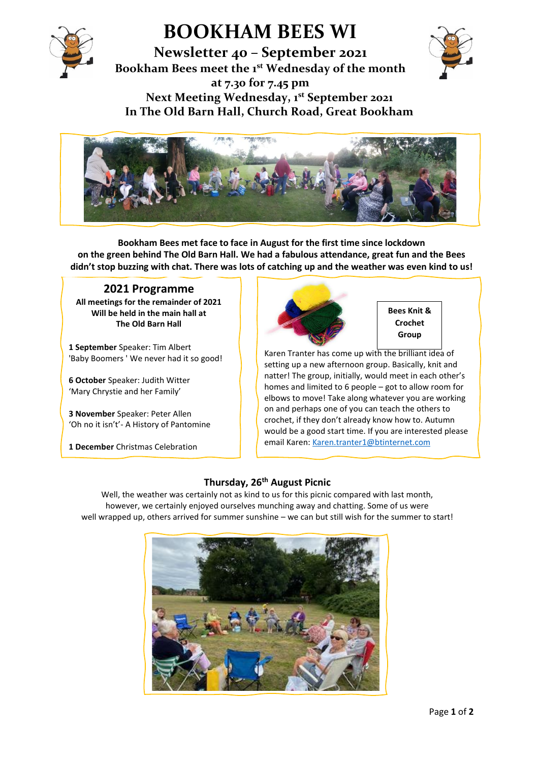# BOOKHAM BEES WI

## Newsletter 40 – September 2021

### Bookham Bees meet the 1st Wednesday of the month at 7.30 for 7.45 pm

### Next Meeting Wednesday, 1st September 2021

### In The Old Barn Hall, Church Road, Great Bookham

**Bookham Bees met face to face in August for the first time since lockdown on the green behind The Old Barn Hall. We had a fabulous attendance, great fun and the Bees didn't stop buzzing with chat. There was lots of catching up and the weather was even kind to us!**

## 2021 Programme

**All meetings for the remainder of 2021 Will be held in the main hall at The Old Barn Hall**

**1 September** Speaker: Tim Albert 'Baby Boomers ' We never had it so good!

**6 October** Speaker: Judith Witter 'Mary Chrystie and her Family'

**3 November** Speaker: Peter Allen 'Oh no it isn't'- A History of Pantomine

**1 December** Christmas Celebration

**Bees Knit & Crochet Group**

Karen Tranter has come up with the brilliant idea of setting up a new afternoon group. Basically, knit and natter! The group, initially, would meet in each other's homes and limited to 6 people – got to allow room for elbows to move! Take along whatever you are working on and perhaps one of you can teach the others to crochet, if they don't already know how to. Autumn would be a good start time. If you are interested please email Karen: Karen.tranter1@btinternet.com

### Thursday, 26th August Picnic

Well, the weather was certainly not as kind to us for this picnic compared with last month, however, we certainly enjoyed ourselves munching away and chatting. Some of us were well wrapped up, others arrived for summer sunshine – we can but still wish for the summer to start!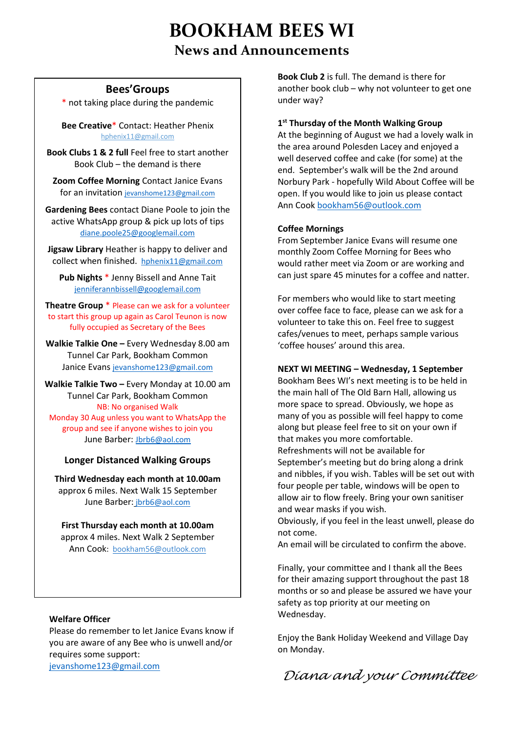# BOOKHAM BEES WI

## News and Announcements

### Bees'Groups

\* not taking place during the pandemic

**Bee Creative**\* Contact: Heather Phenix
hphenix11@gmail.com

**Book Clubs 1 & 2 full** Feel free to start another Book Club – the demand is there

**Zoom Coffee Morning** Contact Janice Evans for an invitation jevanshome123@gmail.com

**Gardening Bees** contact Diane Poole to join the active WhatsApp group & pick up lots of tips
diane.poole25@googlemail.com

**Jigsaw Library** Heather is happy to deliver and collect when finished. hphenix11@gmail.com

**Pub Nights** \* Jenny Bissell and Anne Tait
jenniferannbissell@googlemail.com

**Theatre Group** \* Please can we ask for a volunteer to start this group up again as Carol Teunon is now fully occupied as Secretary of the Bees

**Walkie Talkie One –** Every Wednesday 8.00 am
Tunnel Car Park, Bookham Common
Janice Evans jevanshome123@gmail.com

**Walkie Talkie Two –** Every Monday at 10.00 am
Tunnel Car Park, Bookham Common
NB: No organised Walk
Monday 30 Aug unless you want to WhatsApp the group and see if anyone wishes to join you
June Barber: Jbrb6@aol.com

### Longer Distanced Walking Groups

**Third Wednesday each month at 10.00am**
approx 6 miles. Next Walk 15 September
June Barber: jbrb6@aol.com

**First Thursday each month at 10.00am**
approx 4 miles. Next Walk 2 September
Ann Cook: bookham56@outlook.com

**Welfare Officer**
Please do remember to let Janice Evans know if you are aware of any Bee who is unwell and/or requires some support:
jevanshome123@gmail.com

**Book Club 2** is full. The demand is there for another book club – why not volunteer to get one under way?

**1st Thursday of the Month Walking Group**
At the beginning of August we had a lovely walk in the area around Polesden Lacey and enjoyed a well deserved coffee and cake (for some) at the end. September's walk will be the 2nd around Norbury Park - hopefully Wild About Coffee will be open. If you would like to join us please contact Ann Cook bookham56@outlook.com

**Coffee Mornings**
From September Janice Evans will resume one monthly Zoom Coffee Morning for Bees who would rather meet via Zoom or are working and can just spare 45 minutes for a coffee and natter.

For members who would like to start meeting over coffee face to face, please can we ask for a volunteer to take this on. Feel free to suggest cafes/venues to meet, perhaps sample various 'coffee houses' around this area.

**NEXT WI MEETING – Wednesday, 1 September**
Bookham Bees WI's next meeting is to be held in the main hall of The Old Barn Hall, allowing us more space to spread. Obviously, we hope as many of you as possible will feel happy to come along but please feel free to sit on your own if that makes you more comfortable.
Refreshments will not be available for September's meeting but do bring along a drink and nibbles, if you wish. Tables will be set out with four people per table, windows will be open to allow air to flow freely. Bring your own sanitiser and wear masks if you wish.
Obviously, if you feel in the least unwell, please do not come.
An email will be circulated to confirm the above.

Finally, your committee and I thank all the Bees for their amazing support throughout the past 18 months or so and please be assured we have your safety as top priority at our meeting on Wednesday.

Enjoy the Bank Holiday Weekend and Village Day on Monday.

*Diana and your Committee*